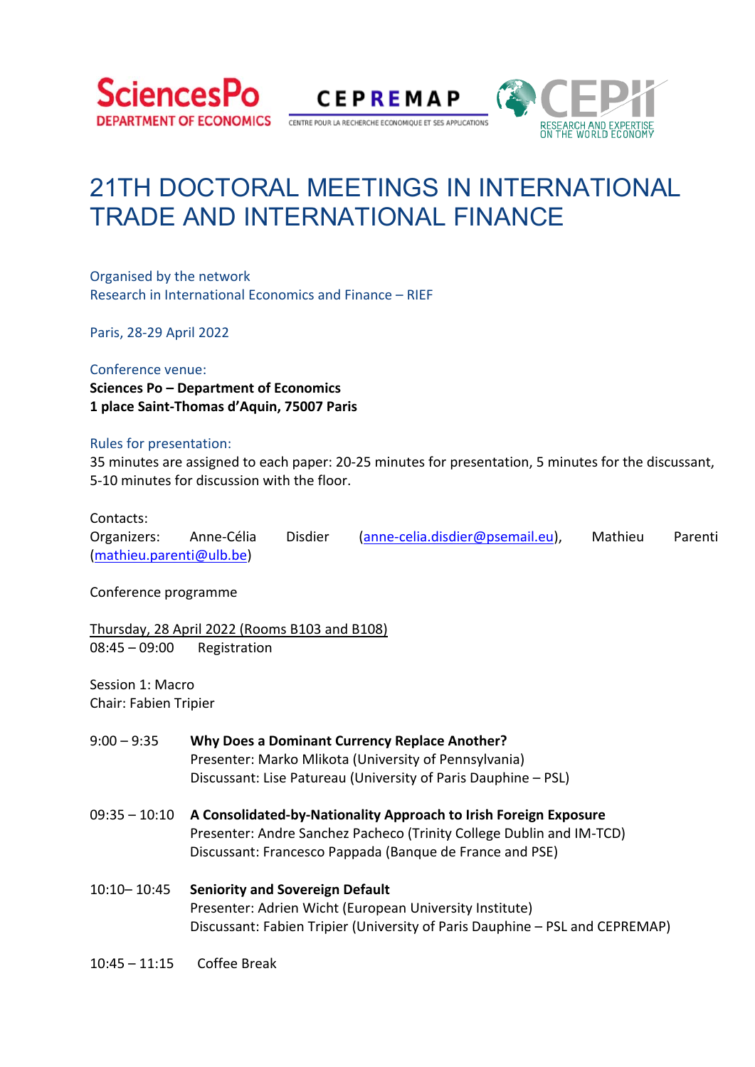SciencesPo DEPARTMENT OF ECONOMICS — CEPREMAP CENTRE POUR LA RECHERCHE ECONOMIQUE ET SES APPLICATIONS — CEPII RESEARCH AND EXPERTISE ON THE WORLD ECONOMY

# 21TH DOCTORAL MEETINGS IN INTERNATIONAL TRADE AND INTERNATIONAL FINANCE

Organised by the network
Research in International Economics and Finance – RIEF

Paris, 28-29 April 2022

Conference venue:
**Sciences Po – Department of Economics**
**1 place Saint-Thomas d'Aquin, 75007 Paris**

Rules for presentation:
35 minutes are assigned to each paper: 20-25 minutes for presentation, 5 minutes for the discussant, 5-10 minutes for discussion with the floor.

Contacts:
Organizers: Anne-Célia Disdier (anne-celia.disdier@psemail.eu), Mathieu Parenti (mathieu.parenti@ulb.be)

Conference programme

Thursday, 28 April 2022 (Rooms B103 and B108)

08:45 – 09:00 Registration

Session 1: Macro
Chair: Fabien Tripier

9:00 – 9:35 **Why Does a Dominant Currency Replace Another?**
Presenter: Marko Mlikota (University of Pennsylvania)
Discussant: Lise Patureau (University of Paris Dauphine – PSL)

09:35 – 10:10 **A Consolidated-by-Nationality Approach to Irish Foreign Exposure**
Presenter: Andre Sanchez Pacheco (Trinity College Dublin and IM-TCD)
Discussant: Francesco Pappada (Banque de France and PSE)

10:10– 10:45 **Seniority and Sovereign Default**
Presenter: Adrien Wicht (European University Institute)
Discussant: Fabien Tripier (University of Paris Dauphine – PSL and CEPREMAP)

10:45 – 11:15 Coffee Break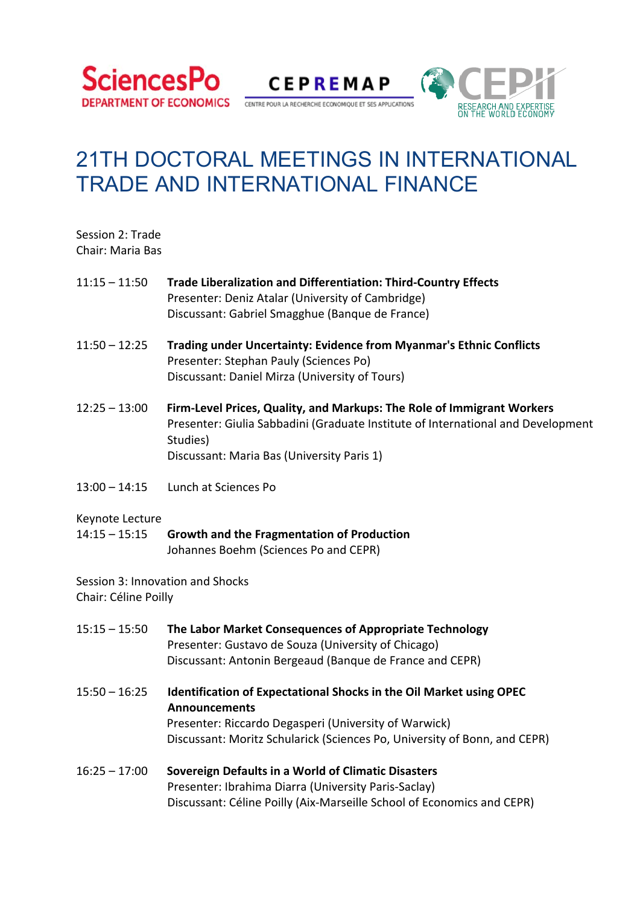SciencesPo DEPARTMENT OF ECONOMICS — CEPREMAP CENTRE POUR LA RECHERCHE ECONOMIQUE ET SES APPLICATIONS — CEPII RESEARCH AND EXPERTISE ON THE WORLD ECONOMY

# 21TH DOCTORAL MEETINGS IN INTERNATIONAL TRADE AND INTERNATIONAL FINANCE

Session 2: Trade
Chair: Maria Bas

11:15 – 11:50 **Trade Liberalization and Differentiation: Third-Country Effects**
Presenter: Deniz Atalar (University of Cambridge)
Discussant: Gabriel Smagghue (Banque de France)

11:50 – 12:25 **Trading under Uncertainty: Evidence from Myanmar's Ethnic Conflicts**
Presenter: Stephan Pauly (Sciences Po)
Discussant: Daniel Mirza (University of Tours)

12:25 – 13:00 **Firm-Level Prices, Quality, and Markups: The Role of Immigrant Workers**
Presenter: Giulia Sabbadini (Graduate Institute of International and Development Studies)
Discussant: Maria Bas (University Paris 1)

13:00 – 14:15 Lunch at Sciences Po

Keynote Lecture
14:15 – 15:15 **Growth and the Fragmentation of Production**
Johannes Boehm (Sciences Po and CEPR)

Session 3: Innovation and Shocks
Chair: Céline Poilly

15:15 – 15:50 **The Labor Market Consequences of Appropriate Technology**
Presenter: Gustavo de Souza (University of Chicago)
Discussant: Antonin Bergeaud (Banque de France and CEPR)

15:50 – 16:25 **Identification of Expectational Shocks in the Oil Market using OPEC Announcements**
Presenter: Riccardo Degasperi (University of Warwick)
Discussant: Moritz Schularick (Sciences Po, University of Bonn, and CEPR)

16:25 – 17:00 **Sovereign Defaults in a World of Climatic Disasters**
Presenter: Ibrahima Diarra (University Paris-Saclay)
Discussant: Céline Poilly (Aix-Marseille School of Economics and CEPR)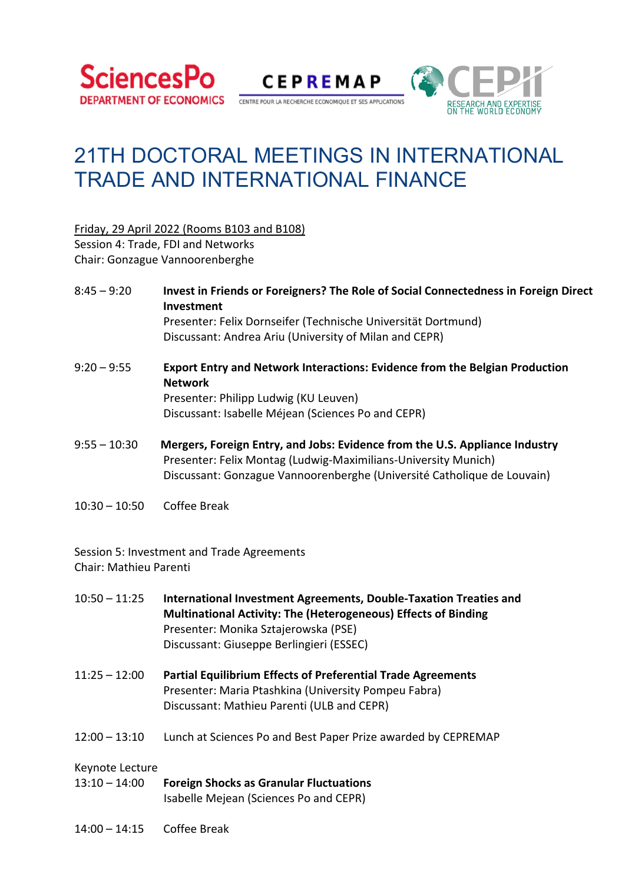# 21TH DOCTORAL MEETINGS IN INTERNATIONAL TRADE AND INTERNATIONAL FINANCE

Friday, 29 April 2022 (Rooms B103 and B108)

Session 4: Trade, FDI and Networks

Chair: Gonzague Vannoorenberghe

8:45 – 9:20 **Invest in Friends or Foreigners? The Role of Social Connectedness in Foreign Direct Investment**
Presenter: Felix Dornseifer (Technische Universität Dortmund)
Discussant: Andrea Ariu (University of Milan and CEPR)

9:20 – 9:55 **Export Entry and Network Interactions: Evidence from the Belgian Production Network**
Presenter: Philipp Ludwig (KU Leuven)
Discussant: Isabelle Méjean (Sciences Po and CEPR)

9:55 – 10:30 **Mergers, Foreign Entry, and Jobs: Evidence from the U.S. Appliance Industry**
Presenter: Felix Montag (Ludwig-Maximilians-University Munich)
Discussant: Gonzague Vannoorenberghe (Université Catholique de Louvain)

10:30 – 10:50 Coffee Break

Session 5: Investment and Trade Agreements

Chair: Mathieu Parenti

10:50 – 11:25 **International Investment Agreements, Double-Taxation Treaties and Multinational Activity: The (Heterogeneous) Effects of Binding**
Presenter: Monika Sztajerowska (PSE)
Discussant: Giuseppe Berlingieri (ESSEC)

11:25 – 12:00 **Partial Equilibrium Effects of Preferential Trade Agreements**
Presenter: Maria Ptashkina (University Pompeu Fabra)
Discussant: Mathieu Parenti (ULB and CEPR)

12:00 – 13:10 Lunch at Sciences Po and Best Paper Prize awarded by CEPREMAP

Keynote Lecture

13:10 – 14:00 **Foreign Shocks as Granular Fluctuations**
Isabelle Mejean (Sciences Po and CEPR)

14:00 – 14:15 Coffee Break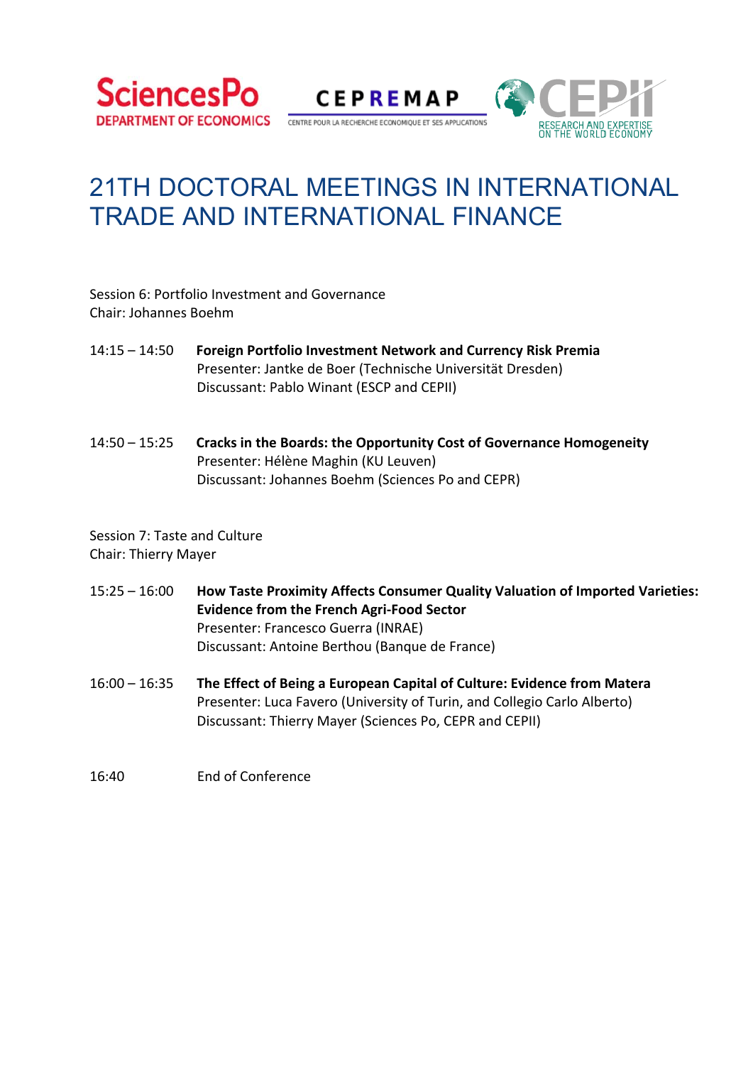# 21TH DOCTORAL MEETINGS IN INTERNATIONAL TRADE AND INTERNATIONAL FINANCE

Session 6: Portfolio Investment and Governance
Chair: Johannes Boehm

14:15 – 14:50 **Foreign Portfolio Investment Network and Currency Risk Premia**
Presenter: Jantke de Boer (Technische Universität Dresden)
Discussant: Pablo Winant (ESCP and CEPII)

14:50 – 15:25 **Cracks in the Boards: the Opportunity Cost of Governance Homogeneity**
Presenter: Hélène Maghin (KU Leuven)
Discussant: Johannes Boehm (Sciences Po and CEPR)

Session 7: Taste and Culture
Chair: Thierry Mayer

15:25 – 16:00 **How Taste Proximity Affects Consumer Quality Valuation of Imported Varieties: Evidence from the French Agri-Food Sector**
Presenter: Francesco Guerra (INRAE)
Discussant: Antoine Berthou (Banque de France)

16:00 – 16:35 **The Effect of Being a European Capital of Culture: Evidence from Matera**
Presenter: Luca Favero (University of Turin, and Collegio Carlo Alberto)
Discussant: Thierry Mayer (Sciences Po, CEPR and CEPII)

16:40 End of Conference